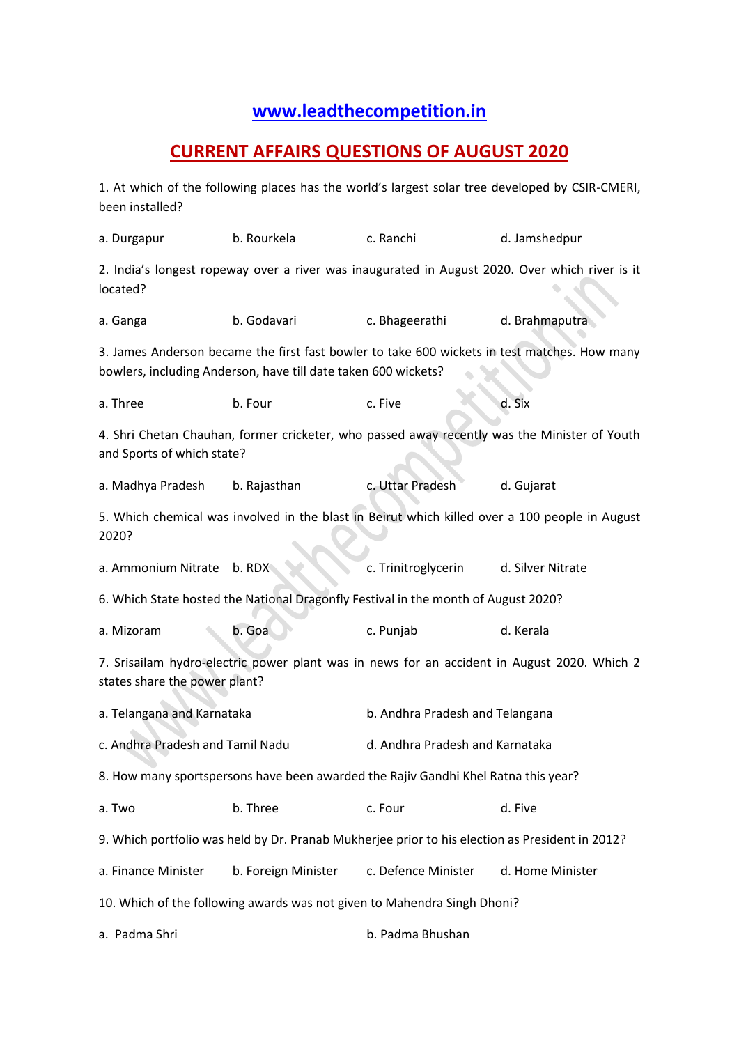# www.leadthecompetition.in

## CURRENT AFFAIRS QUESTIONS OF AUGUST 2020

1. At which of the following places has the world's largest solar tree developed by CSIR-CMERI, been installed?

a. Durgapur    b. Rourkela    c. Ranchi    d. Jamshedpur

2. India's longest ropeway over a river was inaugurated in August 2020. Over which river is it located?

a. Ganga    b. Godavari    c. Bhageerathi    d. Brahmaputra

3. James Anderson became the first fast bowler to take 600 wickets in test matches. How many bowlers, including Anderson, have till date taken 600 wickets?

a. Three    b. Four    c. Five    d. Six

4. Shri Chetan Chauhan, former cricketer, who passed away recently was the Minister of Youth and Sports of which state?

a. Madhya Pradesh    b. Rajasthan    c. Uttar Pradesh    d. Gujarat

5. Which chemical was involved in the blast in Beirut which killed over a 100 people in August 2020?

a. Ammonium Nitrate    b. RDX    c. Trinitroglycerin    d. Silver Nitrate

6. Which State hosted the National Dragonfly Festival in the month of August 2020?

a. Mizoram    b. Goa    c. Punjab    d. Kerala

7. Srisailam hydro-electric power plant was in news for an accident in August 2020. Which 2 states share the power plant?

a. Telangana and Karnataka    b. Andhra Pradesh and Telangana

c. Andhra Pradesh and Tamil Nadu    d. Andhra Pradesh and Karnataka

8. How many sportspersons have been awarded the Rajiv Gandhi Khel Ratna this year?

a. Two    b. Three    c. Four    d. Five

9. Which portfolio was held by Dr. Pranab Mukherjee prior to his election as President in 2012?

a. Finance Minister    b. Foreign Minister    c. Defence Minister    d. Home Minister

10. Which of the following awards was not given to Mahendra Singh Dhoni?

a. Padma Shri    b. Padma Bhushan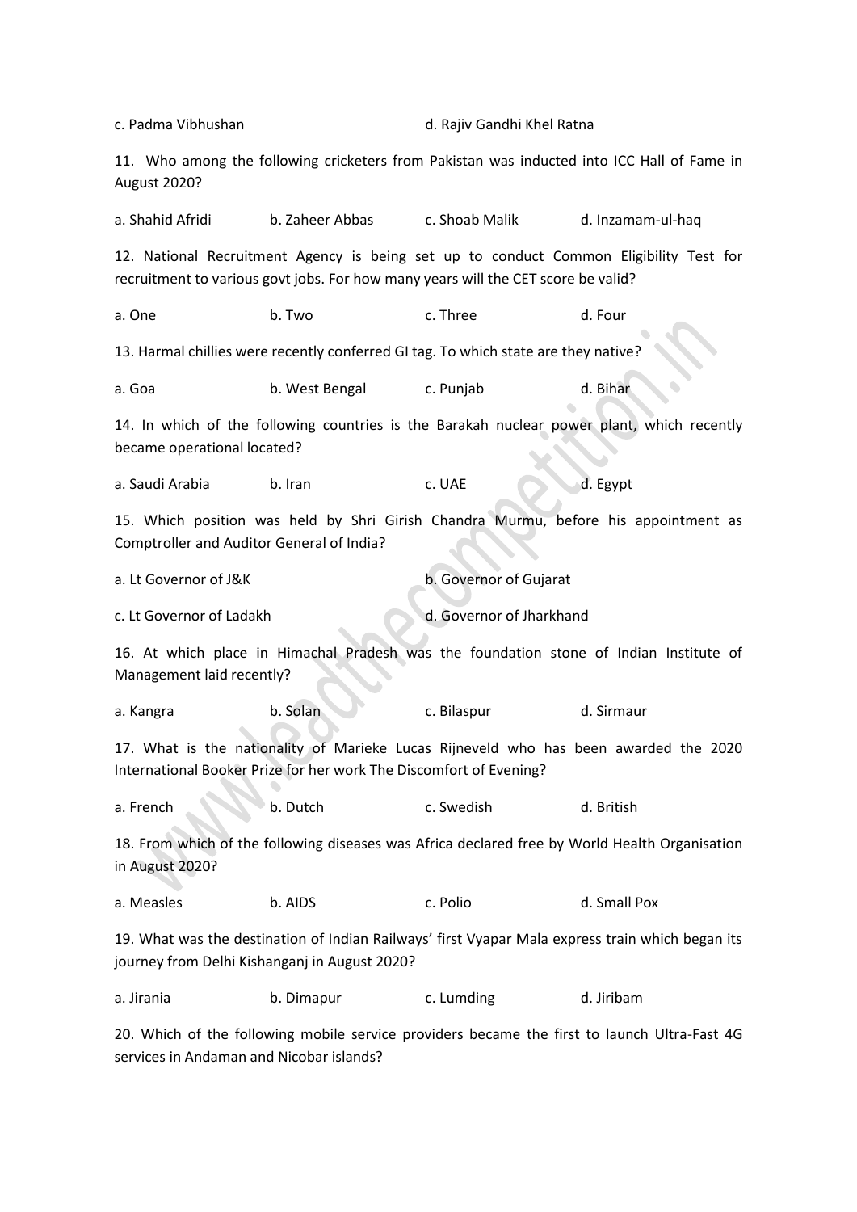c. Padma Vibhushan d. Rajiv Gandhi Khel Ratna

11. Who among the following cricketers from Pakistan was inducted into ICC Hall of Fame in August 2020?

a. Shahid Afridi b. Zaheer Abbas c. Shoab Malik d. Inzamam-ul-haq

12. National Recruitment Agency is being set up to conduct Common Eligibility Test for recruitment to various govt jobs. For how many years will the CET score be valid?

a. One b. Two c. Three d. Four

13. Harmal chillies were recently conferred GI tag. To which state are they native?

a. Goa b. West Bengal c. Punjab d. Bihar

14. In which of the following countries is the Barakah nuclear power plant, which recently became operational located?

a. Saudi Arabia b. Iran c. UAE d. Egypt

15. Which position was held by Shri Girish Chandra Murmu, before his appointment as Comptroller and Auditor General of India?

a. Lt Governor of J&K b. Governor of Gujarat

c. Lt Governor of Ladakh d. Governor of Jharkhand

16. At which place in Himachal Pradesh was the foundation stone of Indian Institute of Management laid recently?

a. Kangra b. Solan c. Bilaspur d. Sirmaur

17. What is the nationality of Marieke Lucas Rijneveld who has been awarded the 2020 International Booker Prize for her work The Discomfort of Evening?

a. French b. Dutch c. Swedish d. British

18. From which of the following diseases was Africa declared free by World Health Organisation in August 2020?

a. Measles b. AIDS c. Polio d. Small Pox

19. What was the destination of Indian Railways' first Vyapar Mala express train which began its journey from Delhi Kishanganj in August 2020?

a. Jirania b. Dimapur c. Lumding d. Jiribam

20. Which of the following mobile service providers became the first to launch Ultra-Fast 4G services in Andaman and Nicobar islands?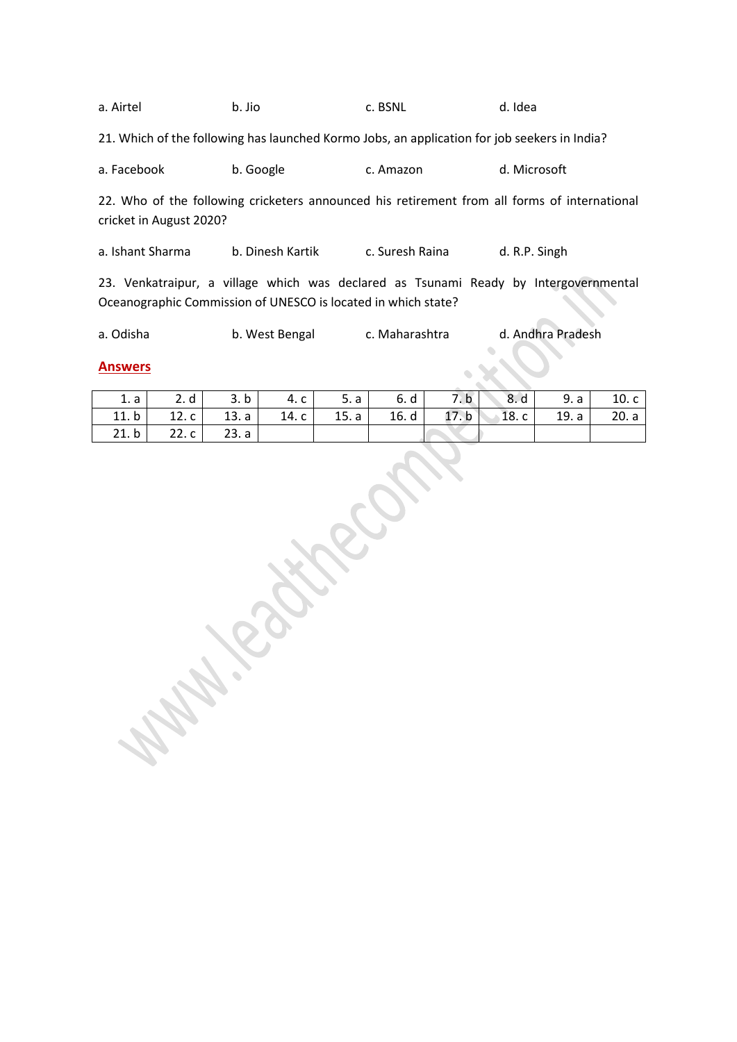a. Airtel b. Jio c. BSNL d. Idea

21. Which of the following has launched Kormo Jobs, an application for job seekers in India?

a. Facebook b. Google c. Amazon d. Microsoft

22. Who of the following cricketers announced his retirement from all forms of international cricket in August 2020?

a. Ishant Sharma b. Dinesh Kartik c. Suresh Raina d. R.P. Singh

23. Venkatraipur, a village which was declared as Tsunami Ready by Intergovernmental Oceanographic Commission of UNESCO is located in which state?

a. Odisha b. West Bengal c. Maharashtra d. Andhra Pradesh

## Answers

| | | | | | | | | | |
|---|---|---|---|---|---|---|---|---|---|
| 1. a | 2. d | 3. b | 4. c | 5. a | 6. d | 7. b | 8. d | 9. a | 10. c |
| 11. b | 12. c | 13. a | 14. c | 15. a | 16. d | 17. b | 18. c | 19. a | 20. a |
| 21. b | 22. c | 23. a | | | | | | | |